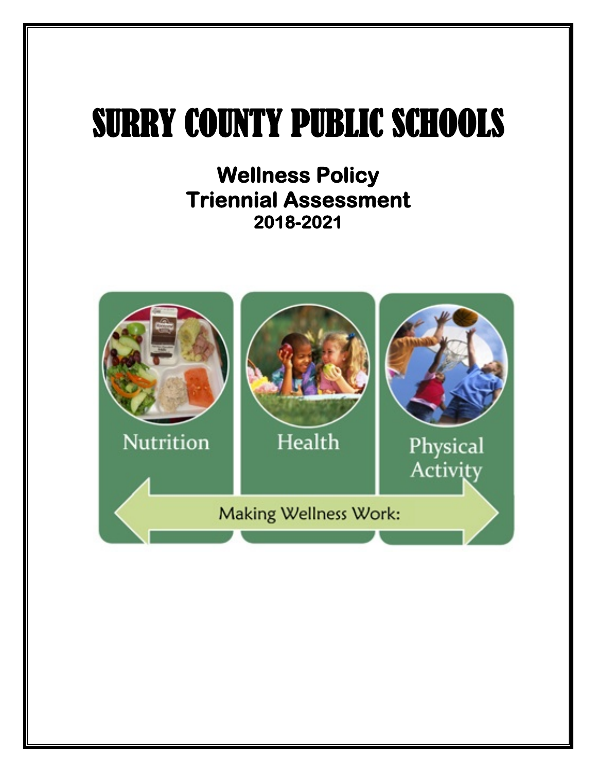# SURRY COUNTY PUBLIC SCHOOLS

## Wellness Policy
## Triennial Assessment
### 2018-2021

Nutrition

Health

Physical Activity

Making Wellness Work: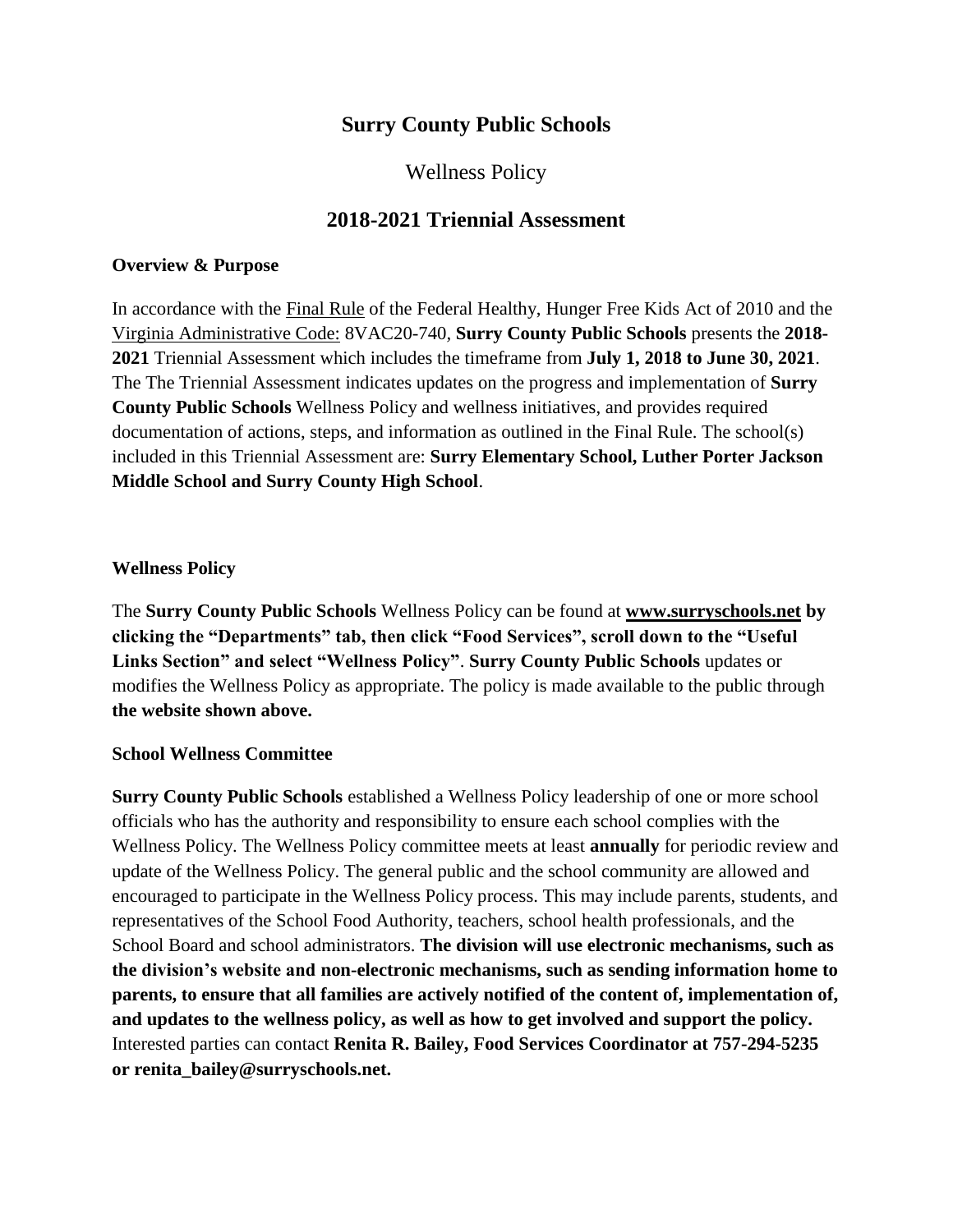# Surry County Public Schools

Wellness Policy

## 2018-2021 Triennial Assessment

### Overview & Purpose

In accordance with the Final Rule of the Federal Healthy, Hunger Free Kids Act of 2010 and the Virginia Administrative Code: 8VAC20-740, **Surry County Public Schools** presents the **2018-2021** Triennial Assessment which includes the timeframe from **July 1, 2018 to June 30, 2021**. The The Triennial Assessment indicates updates on the progress and implementation of **Surry County Public Schools** Wellness Policy and wellness initiatives, and provides required documentation of actions, steps, and information as outlined in the Final Rule. The school(s) included in this Triennial Assessment are: **Surry Elementary School, Luther Porter Jackson Middle School and Surry County High School**.

### Wellness Policy

The **Surry County Public Schools** Wellness Policy can be found at **www.surryschools.net by clicking the "Departments" tab, then click "Food Services", scroll down to the "Useful Links Section" and select "Wellness Policy"**. **Surry County Public Schools** updates or modifies the Wellness Policy as appropriate. The policy is made available to the public through **the website shown above.**

### School Wellness Committee

**Surry County Public Schools** established a Wellness Policy leadership of one or more school officials who has the authority and responsibility to ensure each school complies with the Wellness Policy. The Wellness Policy committee meets at least **annually** for periodic review and update of the Wellness Policy. The general public and the school community are allowed and encouraged to participate in the Wellness Policy process. This may include parents, students, and representatives of the School Food Authority, teachers, school health professionals, and the School Board and school administrators. **The division will use electronic mechanisms, such as the division's website and non-electronic mechanisms, such as sending information home to parents, to ensure that all families are actively notified of the content of, implementation of, and updates to the wellness policy, as well as how to get involved and support the policy.** Interested parties can contact **Renita R. Bailey, Food Services Coordinator at 757-294-5235 or renita_bailey@surryschools.net.**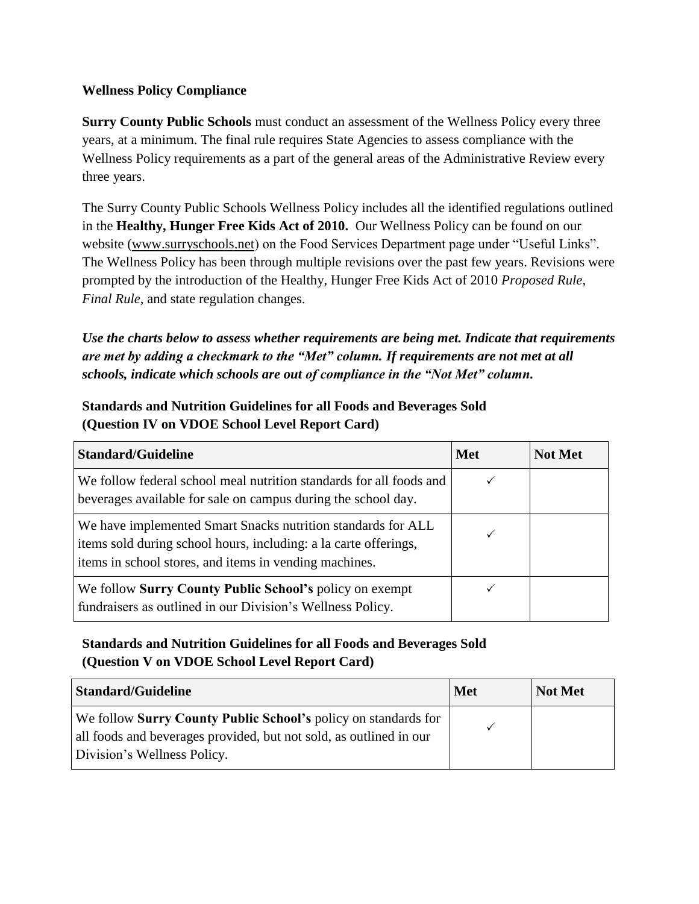## Wellness Policy Compliance

**Surry County Public Schools** must conduct an assessment of the Wellness Policy every three years, at a minimum. The final rule requires State Agencies to assess compliance with the Wellness Policy requirements as a part of the general areas of the Administrative Review every three years.

The Surry County Public Schools Wellness Policy includes all the identified regulations outlined in the **Healthy, Hunger Free Kids Act of 2010.** Our Wellness Policy can be found on our website (www.surryschools.net) on the Food Services Department page under "Useful Links". The Wellness Policy has been through multiple revisions over the past few years. Revisions were prompted by the introduction of the Healthy, Hunger Free Kids Act of 2010 *Proposed Rule*, *Final Rule*, and state regulation changes.

***Use the charts below to assess whether requirements are being met. Indicate that requirements are met by adding a checkmark to the "Met" column. If requirements are not met at all schools, indicate which schools are out of compliance in the "Not Met" column.***

### Standards and Nutrition Guidelines for all Foods and Beverages Sold (Question IV on VDOE School Level Report Card)

| Standard/Guideline | Met | Not Met |
|---|---|---|
| We follow federal school meal nutrition standards for all foods and beverages available for sale on campus during the school day. | ✓ | |
| We have implemented Smart Snacks nutrition standards for ALL items sold during school hours, including: a la carte offerings, items in school stores, and items in vending machines. | ✓ | |
| We follow **Surry County Public School's** policy on exempt fundraisers as outlined in our Division's Wellness Policy. | ✓ | |

### Standards and Nutrition Guidelines for all Foods and Beverages Sold (Question V on VDOE School Level Report Card)

| Standard/Guideline | Met | Not Met |
|---|---|---|
| We follow **Surry County Public School's** policy on standards for all foods and beverages provided, but not sold, as outlined in our Division's Wellness Policy. | ✓ | |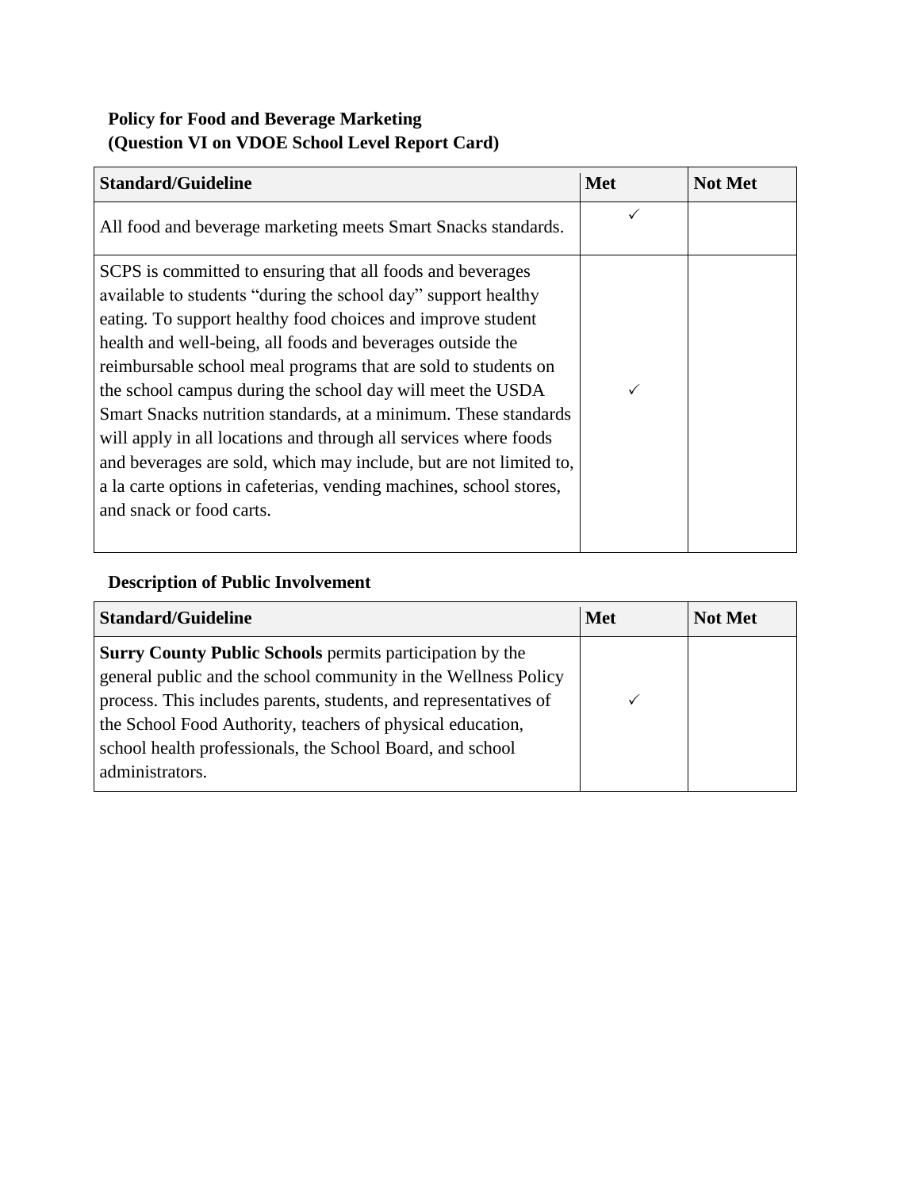**Policy for Food and Beverage Marketing**
**(Question VI on VDOE School Level Report Card)**

| Standard/Guideline | Met | Not Met |
|---|---|---|
| All food and beverage marketing meets Smart Snacks standards. | ✓ | |
| SCPS is committed to ensuring that all foods and beverages available to students "during the school day" support healthy eating. To support healthy food choices and improve student health and well-being, all foods and beverages outside the reimbursable school meal programs that are sold to students on the school campus during the school day will meet the USDA Smart Snacks nutrition standards, at a minimum. These standards will apply in all locations and through all services where foods and beverages are sold, which may include, but are not limited to, a la carte options in cafeterias, vending machines, school stores, and snack or food carts. | ✓ | |

**Description of Public Involvement**

| Standard/Guideline | Met | Not Met |
|---|---|---|
| **Surry County Public Schools** permits participation by the general public and the school community in the Wellness Policy process. This includes parents, students, and representatives of the School Food Authority, teachers of physical education, school health professionals, the School Board, and school administrators. | ✓ | |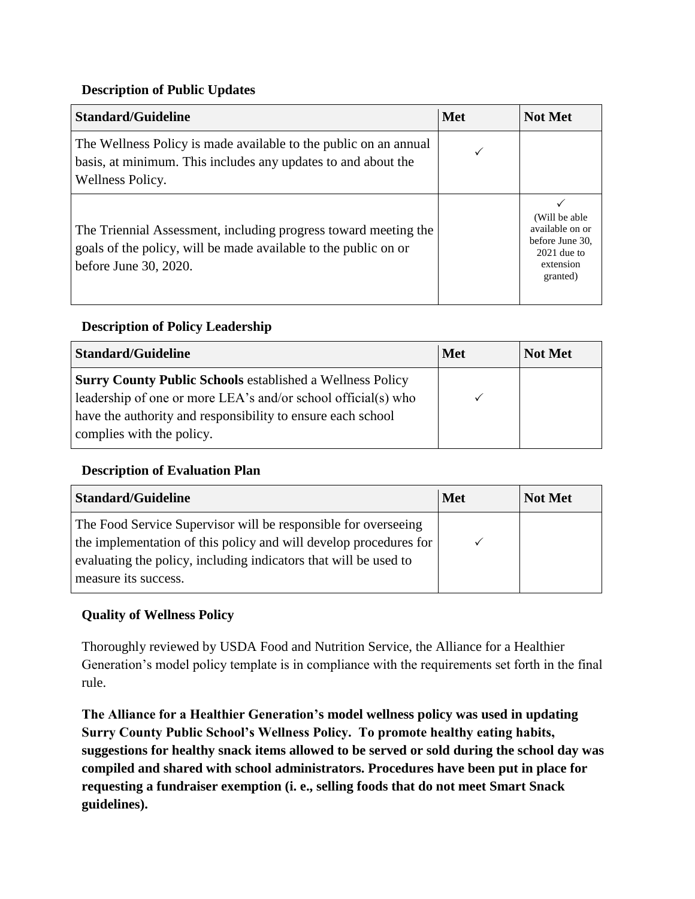**Description of Public Updates**

| Standard/Guideline | Met | Not Met |
|---|---|---|
| The Wellness Policy is made available to the public on an annual basis, at minimum. This includes any updates to and about the Wellness Policy. | ✓ | |
| The Triennial Assessment, including progress toward meeting the goals of the policy, will be made available to the public on or before June 30, 2020. | | ✓ (Will be able available on or before June 30, 2021 due to extension granted) |

**Description of Policy Leadership**

| Standard/Guideline | Met | Not Met |
|---|---|---|
| **Surry County Public Schools** established a Wellness Policy leadership of one or more LEA's and/or school official(s) who have the authority and responsibility to ensure each school complies with the policy. | ✓ | |

**Description of Evaluation Plan**

| Standard/Guideline | Met | Not Met |
|---|---|---|
| The Food Service Supervisor will be responsible for overseeing the implementation of this policy and will develop procedures for evaluating the policy, including indicators that will be used to measure its success. | ✓ | |

**Quality of Wellness Policy**

Thoroughly reviewed by USDA Food and Nutrition Service, the Alliance for a Healthier Generation's model policy template is in compliance with the requirements set forth in the final rule.

**The Alliance for a Healthier Generation's model wellness policy was used in updating Surry County Public School's Wellness Policy. To promote healthy eating habits, suggestions for healthy snack items allowed to be served or sold during the school day was compiled and shared with school administrators. Procedures have been put in place for requesting a fundraiser exemption (i. e., selling foods that do not meet Smart Snack guidelines).**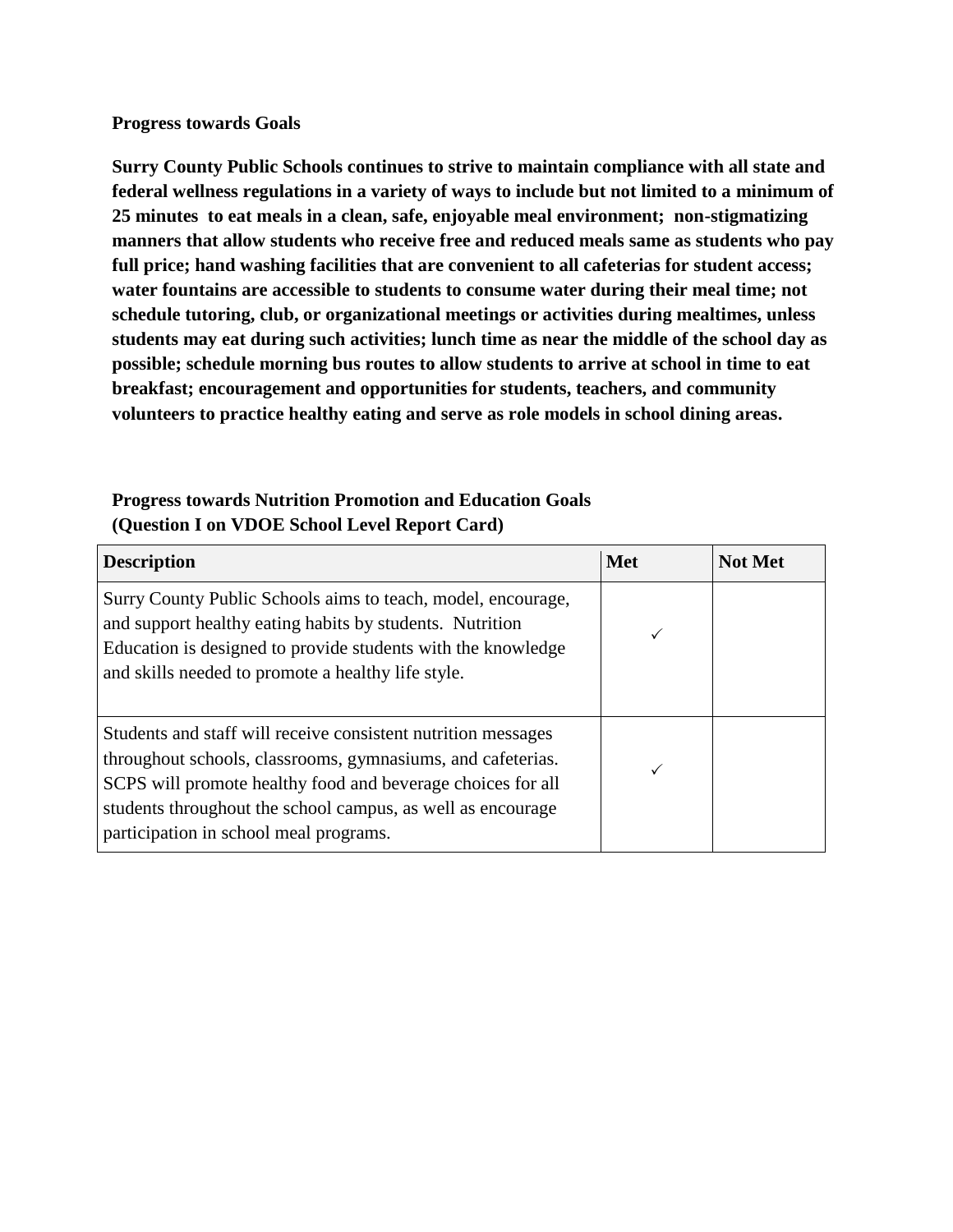**Progress towards Goals**

**Surry County Public Schools continues to strive to maintain compliance with all state and federal wellness regulations in a variety of ways to include but not limited to a minimum of 25 minutes to eat meals in a clean, safe, enjoyable meal environment; non-stigmatizing manners that allow students who receive free and reduced meals same as students who pay full price; hand washing facilities that are convenient to all cafeterias for student access; water fountains are accessible to students to consume water during their meal time; not schedule tutoring, club, or organizational meetings or activities during mealtimes, unless students may eat during such activities; lunch time as near the middle of the school day as possible; schedule morning bus routes to allow students to arrive at school in time to eat breakfast; encouragement and opportunities for students, teachers, and community volunteers to practice healthy eating and serve as role models in school dining areas.**

**Progress towards Nutrition Promotion and Education Goals (Question I on VDOE School Level Report Card)**

| Description | Met | Not Met |
|---|---|---|
| Surry County Public Schools aims to teach, model, encourage, and support healthy eating habits by students. Nutrition Education is designed to provide students with the knowledge and skills needed to promote a healthy life style. | ✓ | |
| Students and staff will receive consistent nutrition messages throughout schools, classrooms, gymnasiums, and cafeterias. SCPS will promote healthy food and beverage choices for all students throughout the school campus, as well as encourage participation in school meal programs. | ✓ | |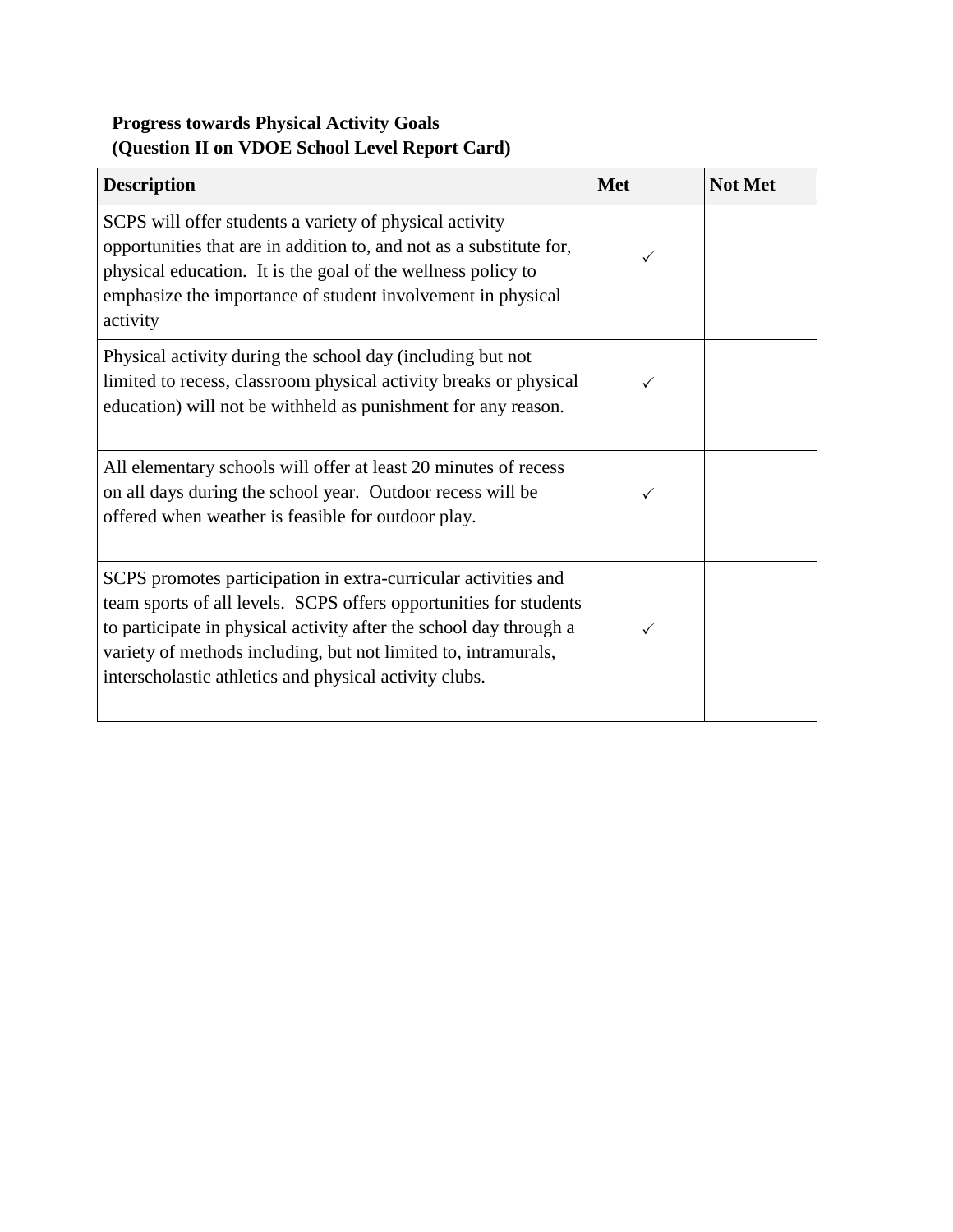**Progress towards Physical Activity Goals**
**(Question II on VDOE School Level Report Card)**

| Description | Met | Not Met |
|---|---|---|
| SCPS will offer students a variety of physical activity opportunities that are in addition to, and not as a substitute for, physical education. It is the goal of the wellness policy to emphasize the importance of student involvement in physical activity | ✓ | |
| Physical activity during the school day (including but not limited to recess, classroom physical activity breaks or physical education) will not be withheld as punishment for any reason. | ✓ | |
| All elementary schools will offer at least 20 minutes of recess on all days during the school year. Outdoor recess will be offered when weather is feasible for outdoor play. | ✓ | |
| SCPS promotes participation in extra-curricular activities and team sports of all levels. SCPS offers opportunities for students to participate in physical activity after the school day through a variety of methods including, but not limited to, intramurals, interscholastic athletics and physical activity clubs. | ✓ | |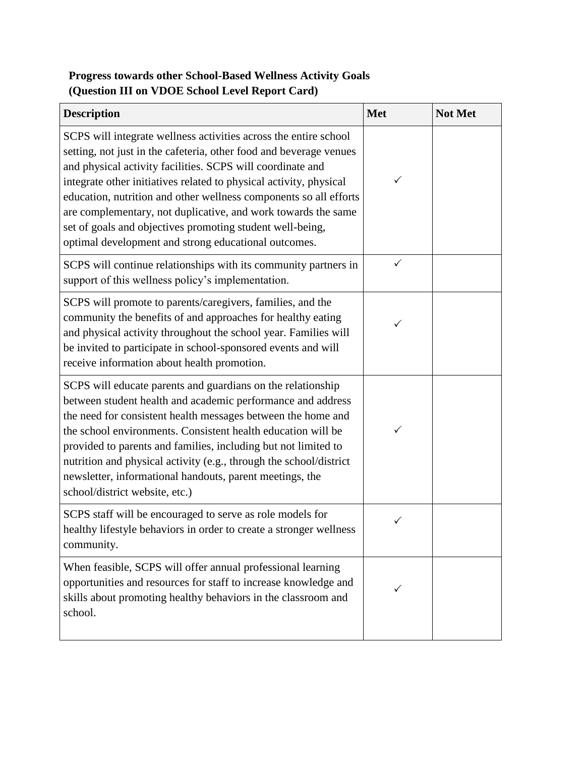**Progress towards other School-Based Wellness Activity Goals (Question III on VDOE School Level Report Card)**

| Description | Met | Not Met |
| --- | --- | --- |
| SCPS will integrate wellness activities across the entire school setting, not just in the cafeteria, other food and beverage venues and physical activity facilities. SCPS will coordinate and integrate other initiatives related to physical activity, physical education, nutrition and other wellness components so all efforts are complementary, not duplicative, and work towards the same set of goals and objectives promoting student well-being, optimal development and strong educational outcomes. | ✓ | |
| SCPS will continue relationships with its community partners in support of this wellness policy's implementation. | ✓ | |
| SCPS will promote to parents/caregivers, families, and the community the benefits of and approaches for healthy eating and physical activity throughout the school year. Families will be invited to participate in school-sponsored events and will receive information about health promotion. | ✓ | |
| SCPS will educate parents and guardians on the relationship between student health and academic performance and address the need for consistent health messages between the home and the school environments. Consistent health education will be provided to parents and families, including but not limited to nutrition and physical activity (e.g., through the school/district newsletter, informational handouts, parent meetings, the school/district website, etc.) | ✓ | |
| SCPS staff will be encouraged to serve as role models for healthy lifestyle behaviors in order to create a stronger wellness community. | ✓ | |
| When feasible, SCPS will offer annual professional learning opportunities and resources for staff to increase knowledge and skills about promoting healthy behaviors in the classroom and school. | ✓ | |